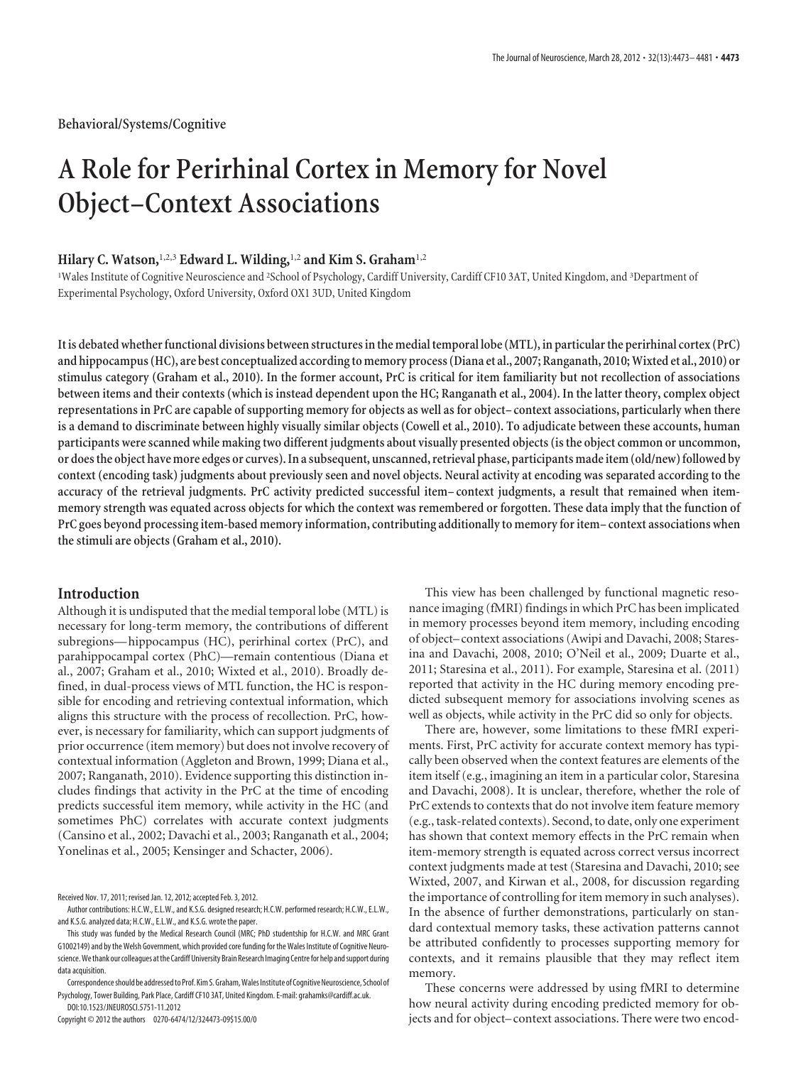Behavioral/Systems/Cognitive

# A Role for Perirhinal Cortex in Memory for Novel Object–Context Associations

**Hilary C. Watson,[1,2,3] Edward L. Wilding,[1,2] and Kim S. Graham[1,2]**

[1]Wales Institute of Cognitive Neuroscience and [2]School of Psychology, Cardiff University, Cardiff CF10 3AT, United Kingdom, and [3]Department of Experimental Psychology, Oxford University, Oxford OX1 3UD, United Kingdom

**It is debated whether functional divisions between structures in the medial temporal lobe (MTL), in particular the perirhinal cortex (PrC) and hippocampus (HC), are best conceptualized according to memory process (Diana et al., 2007; Ranganath, 2010; Wixted et al., 2010) or stimulus category (Graham et al., 2010). In the former account, PrC is critical for item familiarity but not recollection of associations between items and their contexts (which is instead dependent upon the HC; Ranganath et al., 2004). In the latter theory, complex object representations in PrC are capable of supporting memory for objects as well as for object–context associations, particularly when there is a demand to discriminate between highly visually similar objects (Cowell et al., 2010). To adjudicate between these accounts, human participants were scanned while making two different judgments about visually presented objects (is the object common or uncommon, or does the object have more edges or curves). In a subsequent, unscanned, retrieval phase, participants made item (old/new) followed by context (encoding task) judgments about previously seen and novel objects. Neural activity at encoding was separated according to the accuracy of the retrieval judgments. PrC activity predicted successful item–context judgments, a result that remained when item-memory strength was equated across objects for which the context was remembered or forgotten. These data imply that the function of PrC goes beyond processing item-based memory information, contributing additionally to memory for item–context associations when the stimuli are objects (Graham et al., 2010).**

## Introduction

Although it is undisputed that the medial temporal lobe (MTL) is necessary for long-term memory, the contributions of different subregions—hippocampus (HC), perirhinal cortex (PrC), and parahippocampal cortex (PhC)—remain contentious (Diana et al., 2007; Graham et al., 2010; Wixted et al., 2010). Broadly defined, in dual-process views of MTL function, the HC is responsible for encoding and retrieving contextual information, which aligns this structure with the process of recollection. PrC, however, is necessary for familiarity, which can support judgments of prior occurrence (item memory) but does not involve recovery of contextual information (Aggleton and Brown, 1999; Diana et al., 2007; Ranganath, 2010). Evidence supporting this distinction includes findings that activity in the PrC at the time of encoding predicts successful item memory, while activity in the HC (and sometimes PhC) correlates with accurate context judgments (Cansino et al., 2002; Davachi et al., 2003; Ranganath et al., 2004; Yonelinas et al., 2005; Kensinger and Schacter, 2006).

This view has been challenged by functional magnetic resonance imaging (fMRI) findings in which PrC has been implicated in memory processes beyond item memory, including encoding of object–context associations (Awipi and Davachi, 2008; Staresina and Davachi, 2008, 2010; O'Neil et al., 2009; Duarte et al., 2011; Staresina et al., 2011). For example, Staresina et al. (2011) reported that activity in the HC during memory encoding predicted subsequent memory for associations involving scenes as well as objects, while activity in the PrC did so only for objects.

There are, however, some limitations to these fMRI experiments. First, PrC activity for accurate context memory has typically been observed when the context features are elements of the item itself (e.g., imagining an item in a particular color, Staresina and Davachi, 2008). It is unclear, therefore, whether the role of PrC extends to contexts that do not involve item feature memory (e.g., task-related contexts). Second, to date, only one experiment has shown that context memory effects in the PrC remain when item-memory strength is equated across correct versus incorrect context judgments made at test (Staresina and Davachi, 2010; see Wixted, 2007, and Kirwan et al., 2008, for discussion regarding the importance of controlling for item memory in such analyses). In the absence of further demonstrations, particularly on standard contextual memory tasks, these activation patterns cannot be attributed confidently to processes supporting memory for contexts, and it remains plausible that they may reflect item memory.

These concerns were addressed by using fMRI to determine how neural activity during encoding predicted memory for objects and for object–context associations. There were two encod-

Received Nov. 17, 2011; revised Jan. 12, 2012; accepted Feb. 3, 2012.

Author contributions: H.C.W., E.L.W., and K.S.G. designed research; H.C.W. performed research; H.C.W., E.L.W., and K.S.G. analyzed data; H.C.W., E.L.W., and K.S.G. wrote the paper.

This study was funded by the Medical Research Council (MRC; PhD studentship for H.C.W. and MRC Grant G1002149) and by the Welsh Government, which provided core funding for the Wales Institute of Cognitive Neuroscience. We thank our colleagues at the Cardiff University Brain Research Imaging Centre for help and support during data acquisition.

Correspondence should be addressed to Prof. Kim S. Graham, Wales Institute of Cognitive Neuroscience, School of Psychology, Tower Building, Park Place, Cardiff CF10 3AT, United Kingdom. E-mail: grahamks@cardiff.ac.uk.

DOI:10.1523/JNEUROSCI.5751-11.2012

Copyright © 2012 the authors 0270-6474/12/324473-09$15.00/0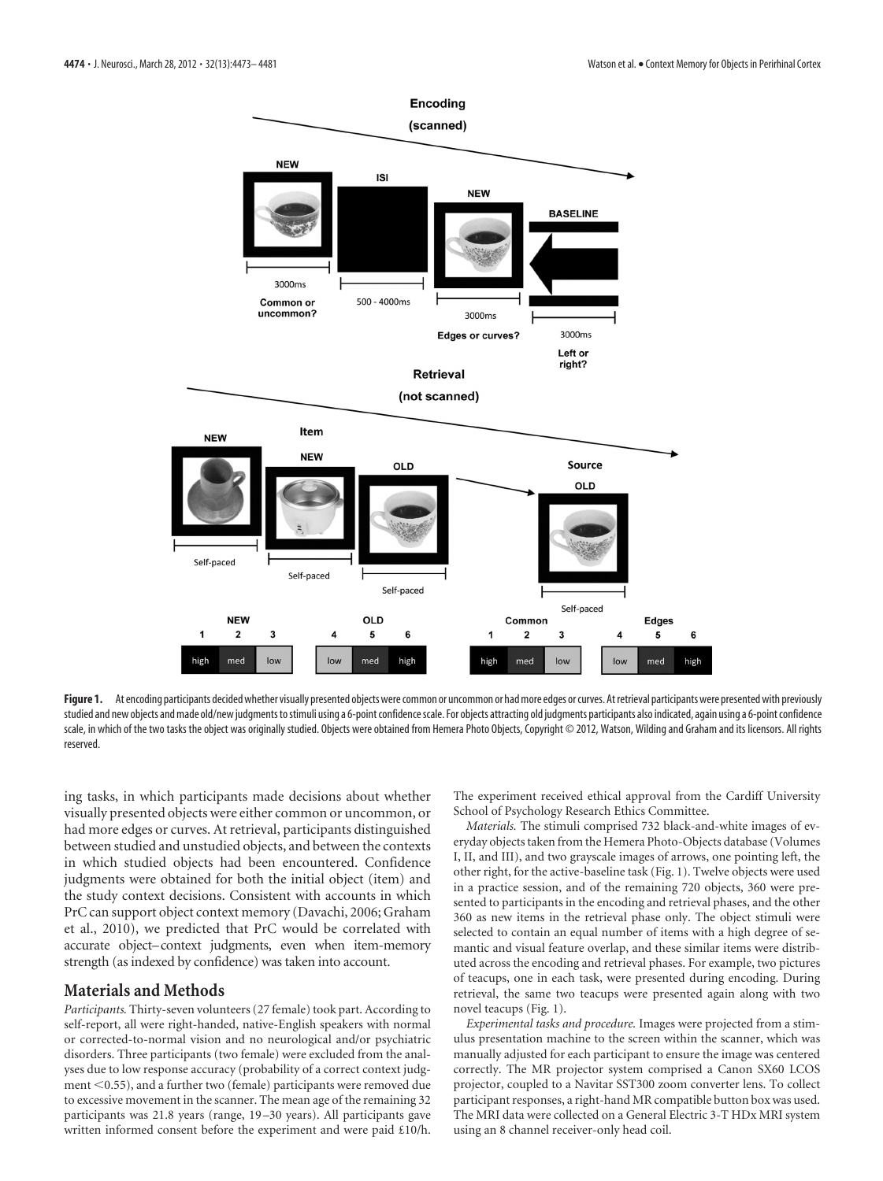**Figure 1.** At encoding participants decided whether visually presented objects were common or uncommon or had more edges or curves. At retrieval participants were presented with previously studied and new objects and made old/new judgments to stimuli using a 6-point confidence scale. For objects attracting old judgments participants also indicated, again using a 6-point confidence scale, in which of the two tasks the object was originally studied. Objects were obtained from Hemera Photo Objects, Copyright © 2012, Watson, Wilding and Graham and its licensors. All rights reserved.

ing tasks, in which participants made decisions about whether visually presented objects were either common or uncommon, or had more edges or curves. At retrieval, participants distinguished between studied and unstudied objects, and between the contexts in which studied objects had been encountered. Confidence judgments were obtained for both the initial object (item) and the study context decisions. Consistent with accounts in which PrC can support object context memory (Davachi, 2006; Graham et al., 2010), we predicted that PrC would be correlated with accurate object–context judgments, even when item-memory strength (as indexed by confidence) was taken into account.

## Materials and Methods

*Participants.* Thirty-seven volunteers (27 female) took part. According to self-report, all were right-handed, native-English speakers with normal or corrected-to-normal vision and no neurological and/or psychiatric disorders. Three participants (two female) were excluded from the analyses due to low response accuracy (probability of a correct context judgment <0.55), and a further two (female) participants were removed due to excessive movement in the scanner. The mean age of the remaining 32 participants was 21.8 years (range, 19–30 years). All participants gave written informed consent before the experiment and were paid £10/h. The experiment received ethical approval from the Cardiff University School of Psychology Research Ethics Committee.

*Materials.* The stimuli comprised 732 black-and-white images of everyday objects taken from the Hemera Photo-Objects database (Volumes I, II, and III), and two grayscale images of arrows, one pointing left, the other right, for the active-baseline task (Fig. 1). Twelve objects were used in a practice session, and of the remaining 720 objects, 360 were presented to participants in the encoding and retrieval phases, and the other 360 as new items in the retrieval phase only. The object stimuli were selected to contain an equal number of items with a high degree of semantic and visual feature overlap, and these similar items were distributed across the encoding and retrieval phases. For example, two pictures of teacups, one in each task, were presented during encoding. During retrieval, the same two teacups were presented again along with two novel teacups (Fig. 1).

*Experimental tasks and procedure.* Images were projected from a stimulus presentation machine to the screen within the scanner, which was manually adjusted for each participant to ensure the image was centered correctly. The MR projector system comprised a Canon SX60 LCOS projector, coupled to a Navitar SST300 zoom converter lens. To collect participant responses, a right-hand MR compatible button box was used. The MRI data were collected on a General Electric 3-T HDx MRI system using an 8 channel receiver-only head coil.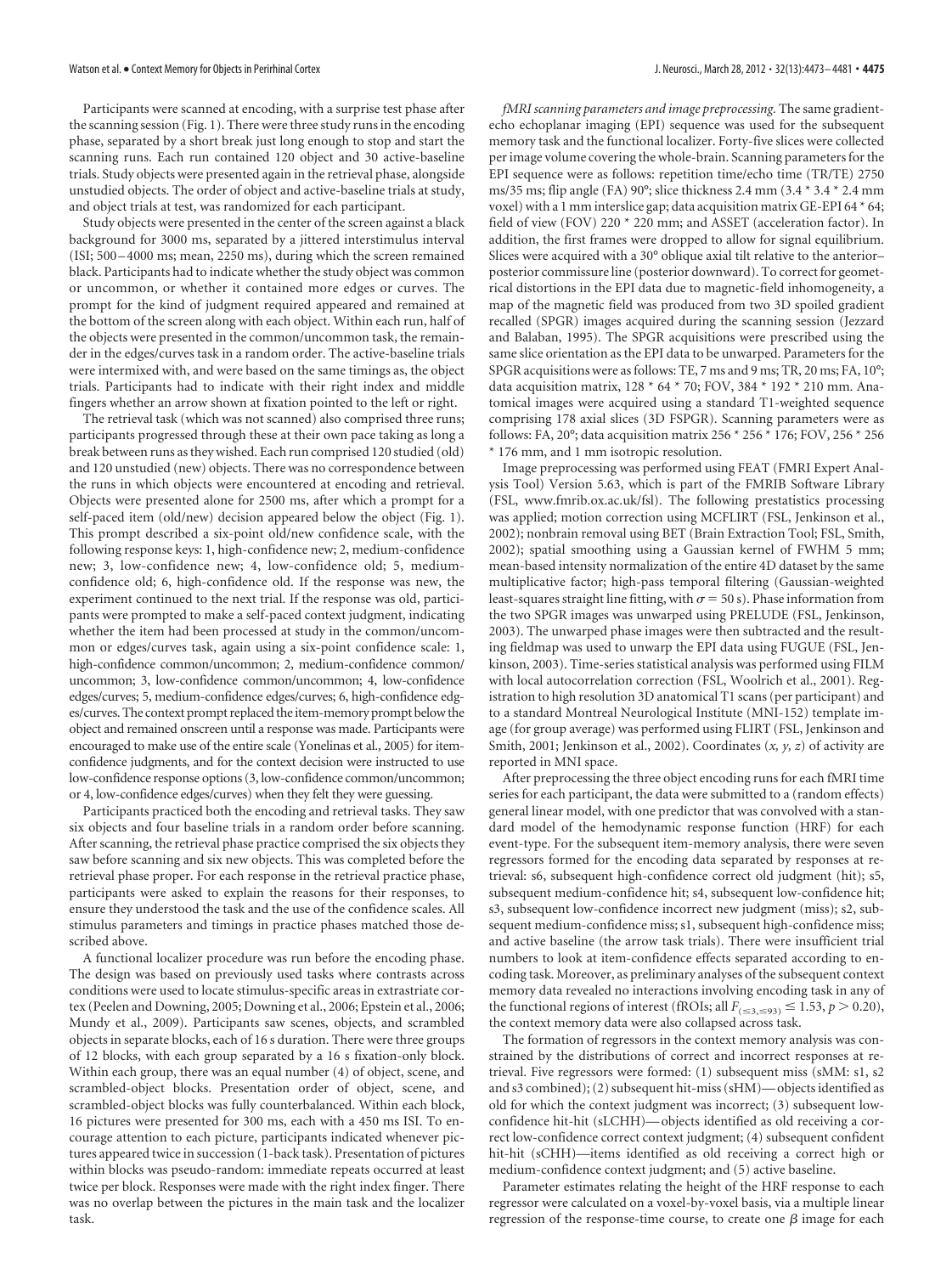Participants were scanned at encoding, with a surprise test phase after the scanning session (Fig. 1). There were three study runs in the encoding phase, separated by a short break just long enough to stop and start the scanning runs. Each run contained 120 object and 30 active-baseline trials. Study objects were presented again in the retrieval phase, alongside unstudied objects. The order of object and active-baseline trials at study, and object trials at test, was randomized for each participant.

Study objects were presented in the center of the screen against a black background for 3000 ms, separated by a jittered interstimulus interval (ISI; 500–4000 ms; mean, 2250 ms), during which the screen remained black. Participants had to indicate whether the study object was common or uncommon, or whether it contained more edges or curves. The prompt for the kind of judgment required appeared and remained at the bottom of the screen along with each object. Within each run, half of the objects were presented in the common/uncommon task, the remainder in the edges/curves task in a random order. The active-baseline trials were intermixed with, and were based on the same timings as, the object trials. Participants had to indicate with their right index and middle fingers whether an arrow shown at fixation pointed to the left or right.

The retrieval task (which was not scanned) also comprised three runs; participants progressed through these at their own pace taking as long a break between runs as they wished. Each run comprised 120 studied (old) and 120 unstudied (new) objects. There was no correspondence between the runs in which objects were encountered at encoding and retrieval. Objects were presented alone for 2500 ms, after which a prompt for a self-paced item (old/new) decision appeared below the object (Fig. 1). This prompt described a six-point old/new confidence scale, with the following response keys: 1, high-confidence new; 2, medium-confidence new; 3, low-confidence new; 4, low-confidence old; 5, medium-confidence old; 6, high-confidence old. If the response was new, the experiment continued to the next trial. If the response was old, participants were prompted to make a self-paced context judgment, indicating whether the item had been processed at study in the common/uncommon or edges/curves task, again using a six-point confidence scale: 1, high-confidence common/uncommon; 2, medium-confidence common/uncommon; 3, low-confidence common/uncommon; 4, low-confidence edges/curves; 5, medium-confidence edges/curves; 6, high-confidence edges/curves. The context prompt replaced the item-memory prompt below the object and remained onscreen until a response was made. Participants were encouraged to make use of the entire scale (Yonelinas et al., 2005) for item-confidence judgments, and for the context decision were instructed to use low-confidence response options (3, low-confidence common/uncommon; or 4, low-confidence edges/curves) when they felt they were guessing.

Participants practiced both the encoding and retrieval tasks. They saw six objects and four baseline trials in a random order before scanning. After scanning, the retrieval phase practice comprised the six objects they saw before scanning and six new objects. This was completed before the retrieval phase proper. For each response in the retrieval practice phase, participants were asked to explain the reasons for their responses, to ensure they understood the task and the use of the confidence scales. All stimulus parameters and timings in practice phases matched those described above.

A functional localizer procedure was run before the encoding phase. The design was based on previously used tasks where contrasts across conditions were used to locate stimulus-specific areas in extrastriate cortex (Peelen and Downing, 2005; Downing et al., 2006; Epstein et al., 2006; Mundy et al., 2009). Participants saw scenes, objects, and scrambled objects in separate blocks, each of 16 s duration. There were three groups of 12 blocks, with each group separated by a 16 s fixation-only block. Within each group, there was an equal number (4) of object, scene, and scrambled-object blocks. Presentation order of object, scene, and scrambled-object blocks was fully counterbalanced. Within each block, 16 pictures were presented for 300 ms, each with a 450 ms ISI. To encourage attention to each picture, participants indicated whenever pictures appeared twice in succession (1-back task). Presentation of pictures within blocks was pseudo-random: immediate repeats occurred at least twice per block. Responses were made with the right index finger. There was no overlap between the pictures in the main task and the localizer task.

*fMRI scanning parameters and image preprocessing.* The same gradient-echo echoplanar imaging (EPI) sequence was used for the subsequent memory task and the functional localizer. Forty-five slices were collected per image volume covering the whole-brain. Scanning parameters for the EPI sequence were as follows: repetition time/echo time (TR/TE) 2750 ms/35 ms; flip angle (FA) 90°; slice thickness 2.4 mm (3.4 * 3.4 * 2.4 mm voxel) with a 1 mm interslice gap; data acquisition matrix GE-EPI 64 * 64; field of view (FOV) 220 * 220 mm; and ASSET (acceleration factor). In addition, the first frames were dropped to allow for signal equilibrium. Slices were acquired with a 30° oblique axial tilt relative to the anterior–posterior commissure line (posterior downward). To correct for geometrical distortions in the EPI data due to magnetic-field inhomogeneity, a map of the magnetic field was produced from two 3D spoiled gradient recalled (SPGR) images acquired during the scanning session (Jezzard and Balaban, 1995). The SPGR acquisitions were prescribed using the same slice orientation as the EPI data to be unwarped. Parameters for the SPGR acquisitions were as follows: TE, 7 ms and 9 ms; TR, 20 ms; FA, 10°; data acquisition matrix, 128 * 64 * 70; FOV, 384 * 192 * 210 mm. Anatomical images were acquired using a standard T1-weighted sequence comprising 178 axial slices (3D FSPGR). Scanning parameters were as follows: FA, 20°; data acquisition matrix 256 * 256 * 176; FOV, 256 * 256 * 176 mm, and 1 mm isotropic resolution.

Image preprocessing was performed using FEAT (FMRI Expert Analysis Tool) Version 5.63, which is part of the FMRIB Software Library (FSL, www.fmrib.ox.ac.uk/fsl). The following prestatistics processing was applied; motion correction using MCFLIRT (FSL, Jenkinson et al., 2002); nonbrain removal using BET (Brain Extraction Tool; FSL, Smith, 2002); spatial smoothing using a Gaussian kernel of FWHM 5 mm; mean-based intensity normalization of the entire 4D dataset by the same multiplicative factor; high-pass temporal filtering (Gaussian-weighted least-squares straight line fitting, with $\sigma = 50$ s). Phase information from the two SPGR images was unwarped using PRELUDE (FSL, Jenkinson, 2003). The unwarped phase images were then subtracted and the resulting fieldmap was used to unwarp the EPI data using FUGUE (FSL, Jenkinson, 2003). Time-series statistical analysis was performed using FILM with local autocorrelation correction (FSL, Woolrich et al., 2001). Registration to high resolution 3D anatomical T1 scans (per participant) and to a standard Montreal Neurological Institute (MNI-152) template image (for group average) was performed using FLIRT (FSL, Jenkinson and Smith, 2001; Jenkinson et al., 2002). Coordinates (*x, y, z*) of activity are reported in MNI space.

After preprocessing the three object encoding runs for each fMRI time series for each participant, the data were submitted to a (random effects) general linear model, with one predictor that was convolved with a standard model of the hemodynamic response function (HRF) for each event-type. For the subsequent item-memory analysis, there were seven regressors formed for the encoding data separated by responses at retrieval: s6, subsequent high-confidence correct old judgment (hit); s5, subsequent medium-confidence hit; s4, subsequent low-confidence hit; s3, subsequent low-confidence incorrect new judgment (miss); s2, subsequent medium-confidence miss; s1, subsequent high-confidence miss; and active baseline (the arrow task trials). There were insufficient trial numbers to look at item-confidence effects separated according to encoding task. Moreover, as preliminary analyses of the subsequent context memory data revealed no interactions involving encoding task in any of the functional regions of interest (fROIs; all $F_{(\leq 3, \leq 93)} \leq 1.53$, $p > 0.20$), the context memory data were also collapsed across task.

The formation of regressors in the context memory analysis was constrained by the distributions of correct and incorrect responses at retrieval. Five regressors were formed: (1) subsequent miss (sMM: s1, s2 and s3 combined); (2) subsequent hit-miss (sHM)—objects identified as old for which the context judgment was incorrect; (3) subsequent low-confidence hit-hit (sLCHH)—objects identified as old receiving a correct low-confidence correct context judgment; (4) subsequent confident hit-hit (sCHH)—items identified as old receiving a correct high or medium-confidence context judgment; and (5) active baseline.

Parameter estimates relating the height of the HRF response to each regressor were calculated on a voxel-by-voxel basis, via a multiple linear regression of the response-time course, to create one $\beta$ image for each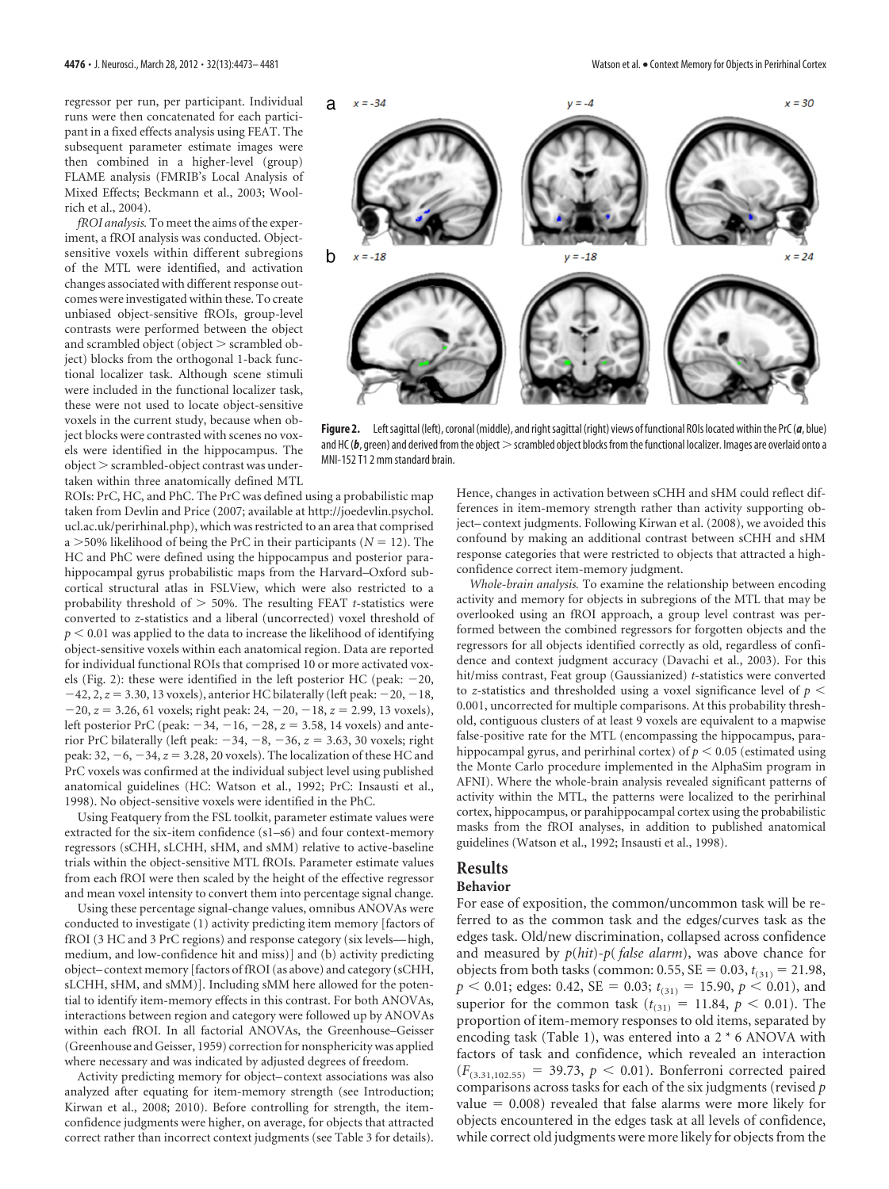regressor per run, per participant. Individual runs were then concatenated for each participant in a fixed effects analysis using FEAT. The subsequent parameter estimate images were then combined in a higher-level (group) FLAME analysis (FMRIB's Local Analysis of Mixed Effects; Beckmann et al., 2003; Woolrich et al., 2004).

*fROI analysis.* To meet the aims of the experiment, a fROI analysis was conducted. Object-sensitive voxels within different subregions of the MTL were identified, and activation changes associated with different response outcomes were investigated within these. To create unbiased object-sensitive fROIs, group-level contrasts were performed between the object and scrambled object (object > scrambled object) blocks from the orthogonal 1-back functional localizer task. Although scene stimuli were included in the functional localizer task, these were not used to locate object-sensitive voxels in the current study, because when object blocks were contrasted with scenes no voxels were identified in the hippocampus. The object > scrambled-object contrast was undertaken within three anatomically defined MTL ROIs: PrC, HC, and PhC. The PrC was defined using a probabilistic map taken from Devlin and Price (2007; available at http://joedevlin.psychol.ucl.ac.uk/perirhinal.php), which was restricted to an area that comprised a >50% likelihood of being the PrC in their participants ($N = 12$). The HC and PhC were defined using the hippocampus and posterior parahippocampal gyrus probabilistic maps from the Harvard–Oxford subcortical structural atlas in FSLView, which were also restricted to a probability threshold of > 50%. The resulting FEAT *t*-statistics were converted to *z*-statistics and a liberal (uncorrected) voxel threshold of $p < 0.01$ was applied to the data to increase the likelihood of identifying object-sensitive voxels within each anatomical region. Data are reported for individual functional ROIs that comprised 10 or more activated voxels (Fig. 2): these were identified in the left posterior HC (peak: −20, −42, 2, $z = 3.30$, 13 voxels), anterior HC bilaterally (left peak: −20, −18, −20, $z = 3.26$, 61 voxels; right peak: 24, −20, −18, $z = 2.99$, 13 voxels), left posterior PrC (peak: −34, −16, −28, $z = 3.58$, 14 voxels) and anterior PrC bilaterally (left peak: −34, −8, −36, $z = 3.63$, 30 voxels; right peak: 32, −6, −34, $z = 3.28$, 20 voxels). The localization of these HC and PrC voxels was confirmed at the individual subject level using published anatomical guidelines (HC: Watson et al., 1992; PrC: Insausti et al., 1998). No object-sensitive voxels were identified in the PhC.

Using Featquery from the FSL toolkit, parameter estimate values were extracted for the six-item confidence (s1–s6) and four context-memory regressors (sCHH, sLCHH, sHM, and sMM) relative to active-baseline trials within the object-sensitive MTL fROIs. Parameter estimate values from each fROI were then scaled by the height of the effective regressor and mean voxel intensity to convert them into percentage signal change.

Using these percentage signal-change values, omnibus ANOVAs were conducted to investigate (1) activity predicting item memory [factors of fROI (3 HC and 3 PrC regions) and response category (six levels—high, medium, and low-confidence hit and miss)] and (b) activity predicting object–context memory [factors of fROI (as above) and category (sCHH, sLCHH, sHM, and sMM)]. Including sMM here allowed for the potential to identify item-memory effects in this contrast. For both ANOVAs, interactions between region and category were followed up by ANOVAs within each fROI. In all factorial ANOVAs, the Greenhouse–Geisser (Greenhouse and Geisser, 1959) correction for nonsphericity was applied where necessary and was indicated by adjusted degrees of freedom.

Activity predicting memory for object–context associations was also analyzed after equating for item-memory strength (see Introduction; Kirwan et al., 2008; 2010). Before controlling for strength, the item-confidence judgments were higher, on average, for objects that attracted correct rather than incorrect context judgments (see Table 3 for details).

**Figure 2.** Left sagittal (left), coronal (middle), and right sagittal (right) views of functional ROIs located within the PrC (***a***, blue) and HC (***b***, green) and derived from the object > scrambled object blocks from the functional localizer. Images are overlaid onto a MNI-152 T1 2 mm standard brain.

Hence, changes in activation between sCHH and sHM could reflect differences in item-memory strength rather than activity supporting object–context judgments. Following Kirwan et al. (2008), we avoided this confound by making an additional contrast between sCHH and sHM response categories that were restricted to objects that attracted a high-confidence correct item-memory judgment.

*Whole-brain analysis.* To examine the relationship between encoding activity and memory for objects in subregions of the MTL that may be overlooked using an fROI approach, a group level contrast was performed between the combined regressors for forgotten objects and the regressors for all objects identified correctly as old, regardless of confidence and context judgment accuracy (Davachi et al., 2003). For this hit/miss contrast, Feat group (Gaussianized) *t*-statistics were converted to *z*-statistics and thresholded using a voxel significance level of $p < 0.001$, uncorrected for multiple comparisons. At this probability threshold, contiguous clusters of at least 9 voxels are equivalent to a mapwise false-positive rate for the MTL (encompassing the hippocampus, parahippocampal gyrus, and perirhinal cortex) of $p < 0.05$ (estimated using the Monte Carlo procedure implemented in the AlphaSim program in AFNI). Where the whole-brain analysis revealed significant patterns of activity within the MTL, the patterns were localized to the perirhinal cortex, hippocampus, or parahippocampal cortex using the probabilistic masks from the fROI analyses, in addition to published anatomical guidelines (Watson et al., 1992; Insausti et al., 1998).

## Results

### Behavior

For ease of exposition, the common/uncommon task will be referred to as the common task and the edges/curves task as the edges task. Old/new discrimination, collapsed across confidence and measured by $p(hit)$-$p(false\ alarm)$, was above chance for objects from both tasks (common: 0.55, SE = 0.03, $t_{(31)} = 21.98$, $p < 0.01$; edges: 0.42, SE = 0.03; $t_{(31)} = 15.90$, $p < 0.01$), and superior for the common task ($t_{(31)} = 11.84$, $p < 0.01$). The proportion of item-memory responses to old items, separated by encoding task (Table 1), was entered into a 2 * 6 ANOVA with factors of task and confidence, which revealed an interaction ($F_{(3.31,102.55)} = 39.73$, $p < 0.01$). Bonferroni corrected paired comparisons across tasks for each of the six judgments (revised *p* value = 0.008) revealed that false alarms were more likely for objects encountered in the edges task at all levels of confidence, while correct old judgments were more likely for objects from the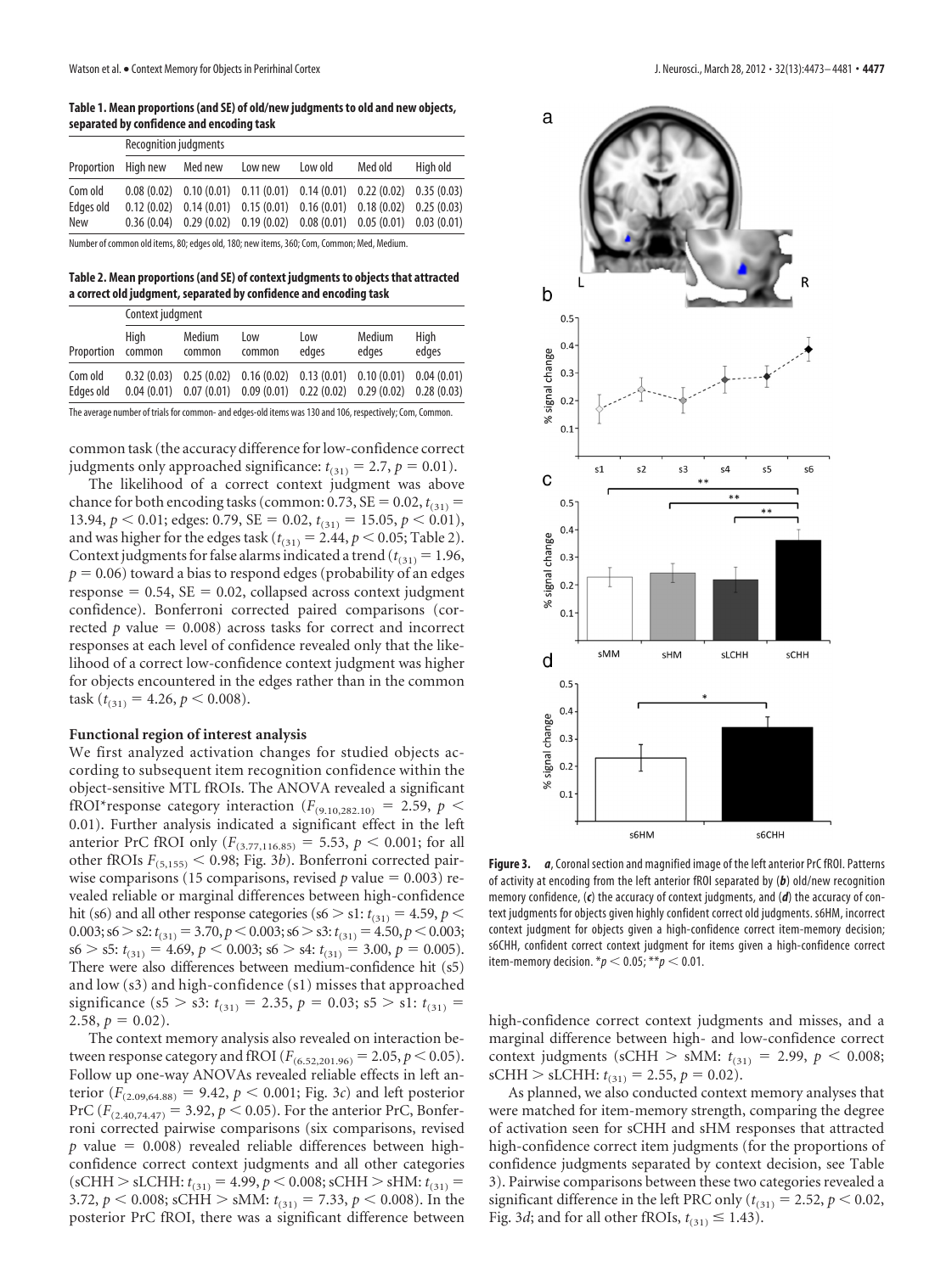**Table 1. Mean proportions (and SE) of old/new judgments to old and new objects, separated by confidence and encoding task**

| | Recognition judgments | | | | | |
|---|---|---|---|---|---|---|
| Proportion | High new | Med new | Low new | Low old | Med old | High old |
| Com old | 0.08 (0.02) | 0.10 (0.01) | 0.11 (0.01) | 0.14 (0.01) | 0.22 (0.02) | 0.35 (0.03) |
| Edges old | 0.12 (0.02) | 0.14 (0.01) | 0.15 (0.01) | 0.16 (0.01) | 0.18 (0.02) | 0.25 (0.03) |
| New | 0.36 (0.04) | 0.29 (0.02) | 0.19 (0.02) | 0.08 (0.01) | 0.05 (0.01) | 0.03 (0.01) |

Number of common old items, 80; edges old, 180; new items, 360; Com, Common; Med, Medium.

**Table 2. Mean proportions (and SE) of context judgments to objects that attracted a correct old judgment, separated by confidence and encoding task**

| | Context judgment | | | | | |
|---|---|---|---|---|---|---|
| Proportion | High common | Medium common | Low common | Low edges | Medium edges | High edges |
| Com old | 0.32 (0.03) | 0.25 (0.02) | 0.16 (0.02) | 0.13 (0.01) | 0.10 (0.01) | 0.04 (0.01) |
| Edges old | 0.04 (0.01) | 0.07 (0.01) | 0.09 (0.01) | 0.22 (0.02) | 0.29 (0.02) | 0.28 (0.03) |

The average number of trials for common- and edges-old items was 130 and 106, respectively; Com, Common.

common task (the accuracy difference for low-confidence correct judgments only approached significance: $t_{(31)} = 2.7$, $p = 0.01$).

The likelihood of a correct context judgment was above chance for both encoding tasks (common: 0.73, SE = 0.02, $t_{(31)} = 13.94$, $p < 0.01$; edges: 0.79, SE = 0.02, $t_{(31)} = 15.05$, $p < 0.01$), and was higher for the edges task ($t_{(31)} = 2.44$, $p < 0.05$; Table 2). Context judgments for false alarms indicated a trend ($t_{(31)} = 1.96$, $p = 0.06$) toward a bias to respond edges (probability of an edges response = 0.54, SE = 0.02, collapsed across context judgment confidence). Bonferroni corrected paired comparisons (corrected $p$ value = 0.008) across tasks for correct and incorrect responses at each level of confidence revealed only that the likelihood of a correct low-confidence context judgment was higher for objects encountered in the edges rather than in the common task ($t_{(31)} = 4.26$, $p < 0.008$).

### Functional region of interest analysis

We first analyzed activation changes for studied objects according to subsequent item recognition confidence within the object-sensitive MTL fROIs. The ANOVA revealed a significant fROI*response category interaction ($F_{(9.10,282.10)} = 2.59$, $p < 0.01$). Further analysis indicated a significant effect in the left anterior PrC fROI only ($F_{(3.77,116.85)} = 5.53$, $p < 0.001$; for all other fROIs $F_{(5,155)} < 0.98$; Fig. 3*b*). Bonferroni corrected pairwise comparisons (15 comparisons, revised $p$ value = 0.003) revealed reliable or marginal differences between high-confidence hit (s6) and all other response categories (s6 > s1: $t_{(31)} = 4.59$, $p < 0.003$; s6 > s2: $t_{(31)} = 3.70$, $p < 0.003$; s6 > s3: $t_{(31)} = 4.50$, $p < 0.003$; s6 > s5: $t_{(31)} = 4.69$, $p < 0.003$; s6 > s4: $t_{(31)} = 3.00$, $p = 0.005$). There were also differences between medium-confidence hit (s5) and low (s3) and high-confidence (s1) misses that approached significance (s5 > s3: $t_{(31)} = 2.35$, $p = 0.03$; s5 > s1: $t_{(31)} = 2.58$, $p = 0.02$).

The context memory analysis also revealed on interaction between response category and fROI ($F_{(6.52,201.96)} = 2.05$, $p < 0.05$). Follow up one-way ANOVAs revealed reliable effects in left anterior ($F_{(2.09,64.88)} = 9.42$, $p < 0.001$; Fig. 3*c*) and left posterior PrC ($F_{(2.40,74.47)} = 3.92$, $p < 0.05$). For the anterior PrC, Bonferroni corrected pairwise comparisons (six comparisons, revised $p$ value = 0.008) revealed reliable differences between high-confidence correct context judgments and all other categories (sCHH > sLCHH: $t_{(31)} = 4.99$, $p < 0.008$; sCHH > sHM: $t_{(31)} = 3.72$, $p < 0.008$; sCHH > sMM: $t_{(31)} = 7.33$, $p < 0.008$). In the posterior PrC fROI, there was a significant difference between high-confidence correct context judgments and misses, and a marginal difference between high- and low-confidence correct context judgments (sCHH > sMM: $t_{(31)} = 2.99$, $p < 0.008$; sCHH > sLCHH: $t_{(31)} = 2.55$, $p = 0.02$).

**Figure 3.** ***a***, Coronal section and magnified image of the left anterior PrC fROI. Patterns of activity at encoding from the left anterior fROI separated by (***b***) old/new recognition memory confidence, (***c***) the accuracy of context judgments, and (***d***) the accuracy of context judgments for objects given highly confident correct old judgments. s6HM, incorrect context judgment for objects given a high-confidence correct item-memory decision; s6CHH, confident correct context judgment for items given a high-confidence correct item-memory decision. *$p < 0.05$; **$p < 0.01$.

As planned, we also conducted context memory analyses that were matched for item-memory strength, comparing the degree of activation seen for sCHH and sHM responses that attracted high-confidence correct item judgments (for the proportions of confidence judgments separated by context decision, see Table 3). Pairwise comparisons between these two categories revealed a significant difference in the left PRC only ($t_{(31)} = 2.52$, $p < 0.02$, Fig. 3*d*; and for all other fROIs, $t_{(31)} \leq 1.43$).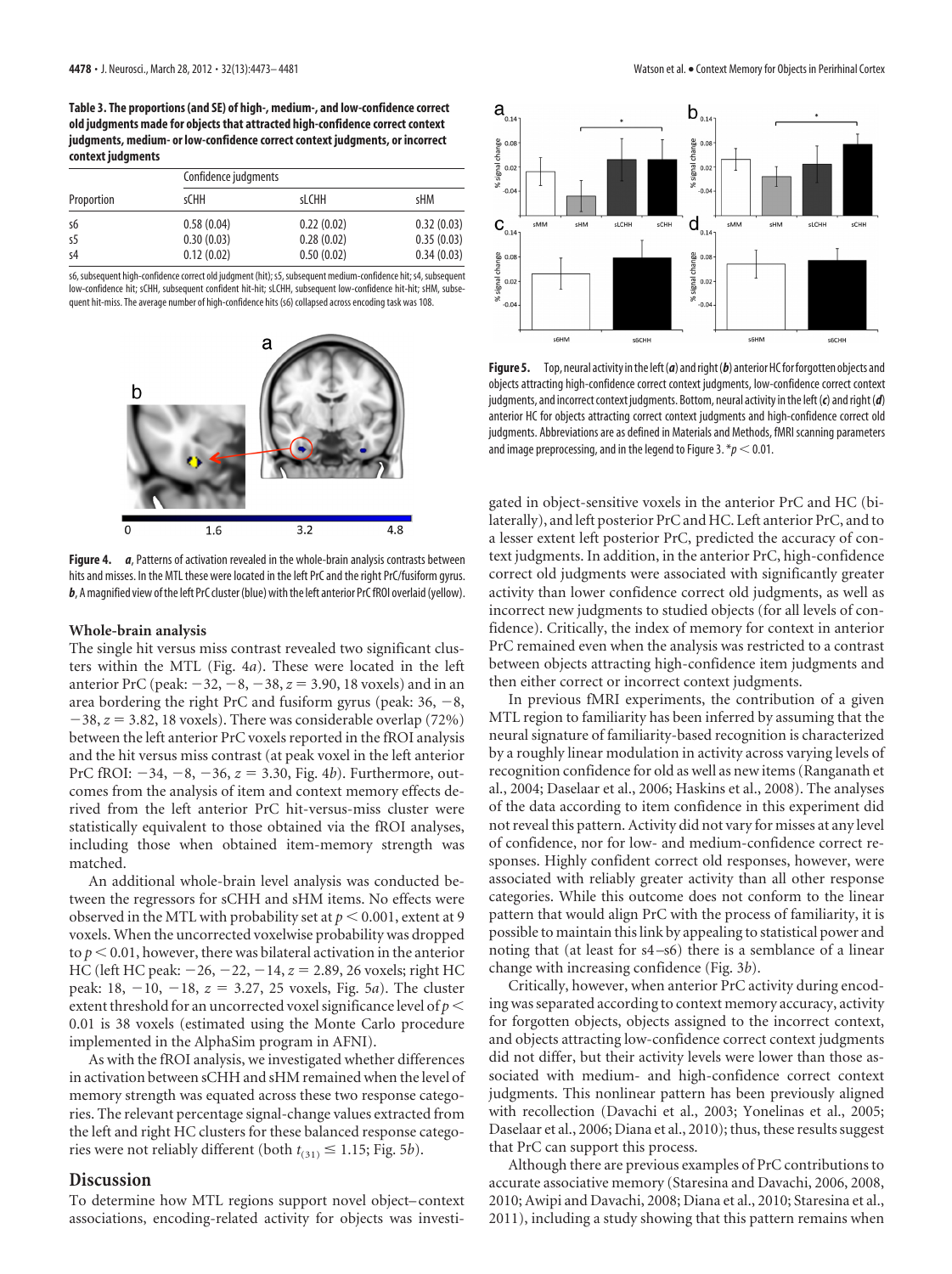**Table 3. The proportions (and SE) of high-, medium-, and low-confidence correct old judgments made for objects that attracted high-confidence correct context judgments, medium- or low-confidence correct context judgments, or incorrect context judgments**

| Proportion | Confidence judgments | | |
|---|---|---|---|
| | sCHH | sLCHH | sHM |
| s6 | 0.58 (0.04) | 0.22 (0.02) | 0.32 (0.03) |
| s5 | 0.30 (0.03) | 0.28 (0.02) | 0.35 (0.03) |
| s4 | 0.12 (0.02) | 0.50 (0.02) | 0.34 (0.03) |

s6, subsequent high-confidence correct old judgment (hit); s5, subsequent medium-confidence hit; s4, subsequent low-confidence hit; sCHH, subsequent confident hit-hit; sLCHH, subsequent low-confidence hit-hit; sHM, subsequent hit-miss. The average number of high-confidence hits (s6) collapsed across encoding task was 108.

**Figure 4.** ***a***, Patterns of activation revealed in the whole-brain analysis contrasts between hits and misses. In the MTL these were located in the left PrC and the right PrC/fusiform gyrus. ***b***, A magnified view of the left PrC cluster (blue) with the left anterior PrC fROI overlaid (yellow).

### Whole-brain analysis

The single hit versus miss contrast revealed two significant clusters within the MTL (Fig. 4*a*). These were located in the left anterior PrC (peak: −32, −8, −38, $z = 3.90$, 18 voxels) and in an area bordering the right PrC and fusiform gyrus (peak: 36, −8, −38, $z = 3.82$, 18 voxels). There was considerable overlap (72%) between the left anterior PrC voxels reported in the fROI analysis and the hit versus miss contrast (at peak voxel in the left anterior PrC fROI: −34, −8, −36, $z = 3.30$, Fig. 4*b*). Furthermore, outcomes from the analysis of item and context memory effects derived from the left anterior PrC hit-versus-miss cluster were statistically equivalent to those obtained via the fROI analyses, including those when obtained item-memory strength was matched.

An additional whole-brain level analysis was conducted between the regressors for sCHH and sHM items. No effects were observed in the MTL with probability set at $p < 0.001$, extent at 9 voxels. When the uncorrected voxelwise probability was dropped to $p < 0.01$, however, there was bilateral activation in the anterior HC (left HC peak: −26, −22, −14, $z = 2.89$, 26 voxels; right HC peak: 18, −10, −18, $z = 3.27$, 25 voxels, Fig. 5*a*). The cluster extent threshold for an uncorrected voxel significance level of $p < 0.01$ is 38 voxels (estimated using the Monte Carlo procedure implemented in the AlphaSim program in AFNI).

As with the fROI analysis, we investigated whether differences in activation between sCHH and sHM items remained when the level of memory strength was equated across these response categories. The relevant percentage signal-change values extracted from the left and right HC clusters for these balanced response categories were not reliably different (both $t_{(31)} \leq 1.15$; Fig. 5*b*).

## Discussion

To determine how MTL regions support novel object–context associations, encoding-related activity for objects was investigated in object-sensitive voxels in the anterior PrC and HC (bilaterally), and left posterior PrC and HC. Left anterior PrC, and to a lesser extent left posterior PrC, predicted the accuracy of context judgments. In addition, in the anterior PrC, high-confidence correct old judgments were associated with significantly greater activity than lower confidence correct old judgments, as well as incorrect new judgments to studied objects (for all levels of confidence). Critically, the index of memory for context in anterior PrC remained even when the analysis was restricted to a contrast between objects attracting high-confidence item judgments and then either correct or incorrect context judgments.

In previous fMRI experiments, the contribution of a given MTL region to familiarity has been inferred by assuming that the neural signature of familiarity-based recognition is characterized by a roughly linear modulation in activity across varying levels of recognition confidence for old as well as new items (Ranganath et al., 2004; Daselaar et al., 2006; Haskins et al., 2008). The analyses of the data according to item confidence in this experiment did not reveal this pattern. Activity did not vary for misses at any level of confidence, nor for low- and medium-confidence correct responses. Highly confident correct old responses, however, were associated with reliably greater activity than all other response categories. While this outcome does not conform to the linear pattern that would align PrC with the process of familiarity, it is possible to maintain this link by appealing to statistical power and noting that (at least for s4–s6) there is a semblance of a linear change with increasing confidence (Fig. 3*b*).

Critically, however, when anterior PrC activity during encoding was separated according to context memory accuracy, activity for forgotten objects, objects assigned to the incorrect context, and objects attracting low-confidence correct context judgments did not differ, but their activity levels were lower than those associated with medium- and high-confidence correct context judgments. This nonlinear pattern has been previously aligned with recollection (Davachi et al., 2003; Yonelinas et al., 2005; Daselaar et al., 2006; Diana et al., 2010); thus, these results suggest that PrC can support this process.

Although there are previous examples of PrC contributions to accurate associative memory (Staresina and Davachi, 2006, 2008, 2010; Awipi and Davachi, 2008; Diana et al., 2010; Staresina et al., 2011), including a study showing that this pattern remains when

**Figure 5.** Top, neural activity in the left (***a***) and right (***b***) anterior HC for forgotten objects and objects attracting high-confidence correct context judgments, low-confidence correct context judgments, and incorrect context judgments. Bottom, neural activity in the left (***c***) and right (***d***) anterior HC for objects attracting correct context judgments and high-confidence correct old judgments. Abbreviations are as defined in Materials and Methods, fMRI scanning parameters and image preprocessing, and in the legend to Figure 3. *$p < 0.01$.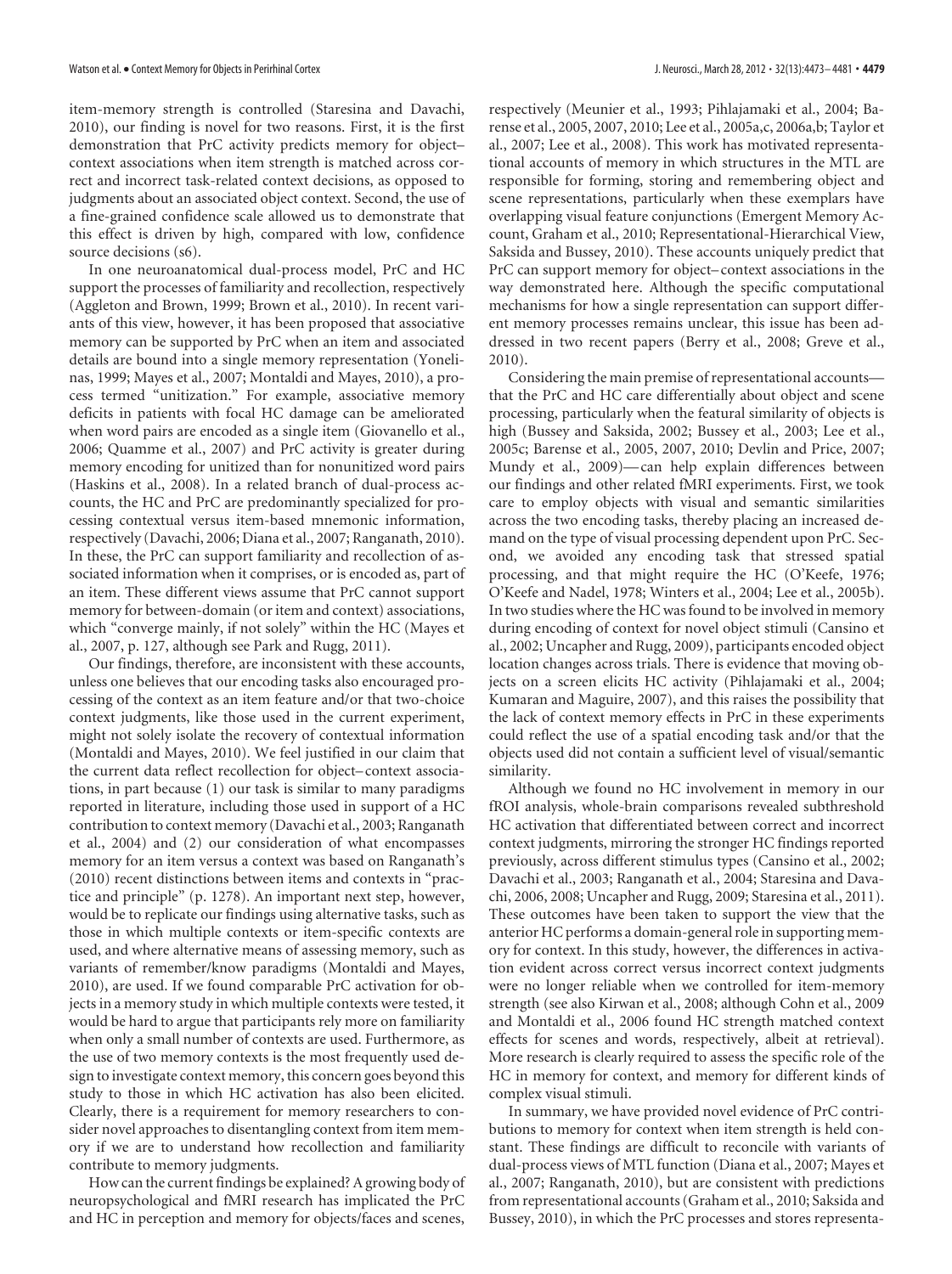item-memory strength is controlled (Staresina and Davachi, 2010), our finding is novel for two reasons. First, it is the first demonstration that PrC activity predicts memory for object–context associations when item strength is matched across correct and incorrect task-related context decisions, as opposed to judgments about an associated object context. Second, the use of a fine-grained confidence scale allowed us to demonstrate that this effect is driven by high, compared with low, confidence source decisions (s6).

In one neuroanatomical dual-process model, PrC and HC support the processes of familiarity and recollection, respectively (Aggleton and Brown, 1999; Brown et al., 2010). In recent variants of this view, however, it has been proposed that associative memory can be supported by PrC when an item and associated details are bound into a single memory representation (Yonelinas, 1999; Mayes et al., 2007; Montaldi and Mayes, 2010), a process termed "unitization." For example, associative memory deficits in patients with focal HC damage can be ameliorated when word pairs are encoded as a single item (Giovanello et al., 2006; Quamme et al., 2007) and PrC activity is greater during memory encoding for unitized than for nonunitized word pairs (Haskins et al., 2008). In a related branch of dual-process accounts, the HC and PrC are predominantly specialized for processing contextual versus item-based mnemonic information, respectively (Davachi, 2006; Diana et al., 2007; Ranganath, 2010). In these, the PrC can support familiarity and recollection of associated information when it comprises, or is encoded as, part of an item. These different views assume that PrC cannot support memory for between-domain (or item and context) associations, which "converge mainly, if not solely" within the HC (Mayes et al., 2007, p. 127, although see Park and Rugg, 2011).

Our findings, therefore, are inconsistent with these accounts, unless one believes that our encoding tasks also encouraged processing of the context as an item feature and/or that two-choice context judgments, like those used in the current experiment, might not solely isolate the recovery of contextual information (Montaldi and Mayes, 2010). We feel justified in our claim that the current data reflect recollection for object–context associations, in part because (1) our task is similar to many paradigms reported in literature, including those used in support of a HC contribution to context memory (Davachi et al., 2003; Ranganath et al., 2004) and (2) our consideration of what encompasses memory for an item versus a context was based on Ranganath's (2010) recent distinctions between items and contexts in "practice and principle" (p. 1278). An important next step, however, would be to replicate our findings using alternative tasks, such as those in which multiple contexts or item-specific contexts are used, and where alternative means of assessing memory, such as variants of remember/know paradigms (Montaldi and Mayes, 2010), are used. If we found comparable PrC activation for objects in a memory study in which multiple contexts were tested, it would be hard to argue that participants rely more on familiarity when only a small number of contexts are used. Furthermore, as the use of two memory contexts is the most frequently used design to investigate context memory, this concern goes beyond this study to those in which HC activation has also been elicited. Clearly, there is a requirement for memory researchers to consider novel approaches to disentangling context from item memory if we are to understand how recollection and familiarity contribute to memory judgments.

How can the current findings be explained? A growing body of neuropsychological and fMRI research has implicated the PrC and HC in perception and memory for objects/faces and scenes, respectively (Meunier et al., 1993; Pihlajamaki et al., 2004; Barense et al., 2005, 2007, 2010; Lee et al., 2005a,c, 2006a,b; Taylor et al., 2007; Lee et al., 2008). This work has motivated representational accounts of memory in which structures in the MTL are responsible for forming, storing and remembering object and scene representations, particularly when these exemplars have overlapping visual feature conjunctions (Emergent Memory Account, Graham et al., 2010; Representational-Hierarchical View, Saksida and Bussey, 2010). These accounts uniquely predict that PrC can support memory for object–context associations in the way demonstrated here. Although the specific computational mechanisms for how a single representation can support different memory processes remains unclear, this issue has been addressed in two recent papers (Berry et al., 2008; Greve et al., 2010).

Considering the main premise of representational accounts—that the PrC and HC care differentially about object and scene processing, particularly when the featural similarity of objects is high (Bussey and Saksida, 2002; Bussey et al., 2003; Lee et al., 2005c; Barense et al., 2005, 2007, 2010; Devlin and Price, 2007; Mundy et al., 2009)—can help explain differences between our findings and other related fMRI experiments. First, we took care to employ objects with visual and semantic similarities across the two encoding tasks, thereby placing an increased demand on the type of visual processing dependent upon PrC. Second, we avoided any encoding task that stressed spatial processing, and that might require the HC (O'Keefe, 1976; O'Keefe and Nadel, 1978; Winters et al., 2004; Lee et al., 2005b). In two studies where the HC was found to be involved in memory during encoding of context for novel object stimuli (Cansino et al., 2002; Uncapher and Rugg, 2009), participants encoded object location changes across trials. There is evidence that moving objects on a screen elicits HC activity (Pihlajamaki et al., 2004; Kumaran and Maguire, 2007), and this raises the possibility that the lack of context memory effects in PrC in these experiments could reflect the use of a spatial encoding task and/or that the objects used did not contain a sufficient level of visual/semantic similarity.

Although we found no HC involvement in memory in our fROI analysis, whole-brain comparisons revealed subthreshold HC activation that differentiated between correct and incorrect context judgments, mirroring the stronger HC findings reported previously, across different stimulus types (Cansino et al., 2002; Davachi et al., 2003; Ranganath et al., 2004; Staresina and Davachi, 2006, 2008; Uncapher and Rugg, 2009; Staresina et al., 2011). These outcomes have been taken to support the view that the anterior HC performs a domain-general role in supporting memory for context. In this study, however, the differences in activation evident across correct versus incorrect context judgments were no longer reliable when we controlled for item-memory strength (see also Kirwan et al., 2008; although Cohn et al., 2009 and Montaldi et al., 2006 found HC strength matched context effects for scenes and words, respectively, albeit at retrieval). More research is clearly required to assess the specific role of the HC in memory for context, and memory for different kinds of complex visual stimuli.

In summary, we have provided novel evidence of PrC contributions to memory for context when item strength is held constant. These findings are difficult to reconcile with variants of dual-process views of MTL function (Diana et al., 2007; Mayes et al., 2007; Ranganath, 2010), but are consistent with predictions from representational accounts (Graham et al., 2010; Saksida and Bussey, 2010), in which the PrC processes and stores representa-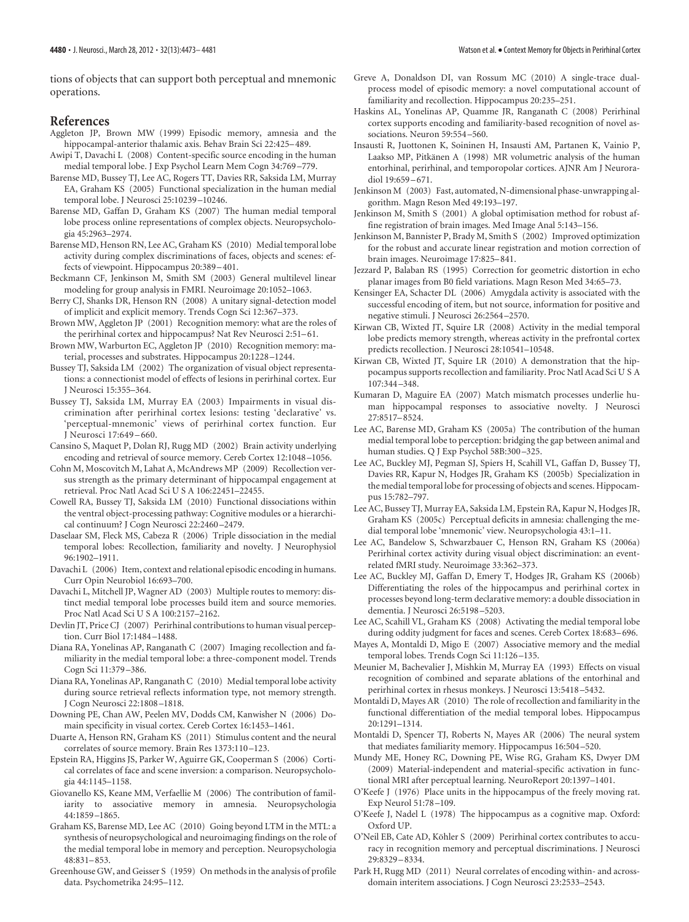tions of objects that can support both perceptual and mnemonic operations.

## References

Aggleton JP, Brown MW (1999) Episodic memory, amnesia and the hippocampal-anterior thalamic axis. Behav Brain Sci 22:425–489.

Awipi T, Davachi L (2008) Content-specific source encoding in the human medial temporal lobe. J Exp Psychol Learn Mem Cogn 34:769–779.

Barense MD, Bussey TJ, Lee AC, Rogers TT, Davies RR, Saksida LM, Murray EA, Graham KS (2005) Functional specialization in the human medial temporal lobe. J Neurosci 25:10239–10246.

Barense MD, Gaffan D, Graham KS (2007) The human medial temporal lobe process online representations of complex objects. Neuropsychologia 45:2963–2974.

Barense MD, Henson RN, Lee AC, Graham KS (2010) Medial temporal lobe activity during complex discriminations of faces, objects and scenes: effects of viewpoint. Hippocampus 20:389–401.

Beckmann CF, Jenkinson M, Smith SM (2003) General multilevel linear modeling for group analysis in FMRI. Neuroimage 20:1052–1063.

Berry CJ, Shanks DR, Henson RN (2008) A unitary signal-detection model of implicit and explicit memory. Trends Cogn Sci 12:367–373.

Brown MW, Aggleton JP (2001) Recognition memory: what are the roles of the perirhinal cortex and hippocampus? Nat Rev Neurosci 2:51–61.

Brown MW, Warburton EC, Aggleton JP (2010) Recognition memory: material, processes and substrates. Hippocampus 20:1228–1244.

Bussey TJ, Saksida LM (2002) The organization of visual object representations: a connectionist model of effects of lesions in perirhinal cortex. Eur J Neurosci 15:355–364.

Bussey TJ, Saksida LM, Murray EA (2003) Impairments in visual discrimination after perirhinal cortex lesions: testing 'declarative' vs. 'perceptual-mnemonic' views of perirhinal cortex function. Eur J Neurosci 17:649–660.

Cansino S, Maquet P, Dolan RJ, Rugg MD (2002) Brain activity underlying encoding and retrieval of source memory. Cereb Cortex 12:1048–1056.

Cohn M, Moscovitch M, Lahat A, McAndrews MP (2009) Recollection versus strength as the primary determinant of hippocampal engagement at retrieval. Proc Natl Acad Sci U S A 106:22451–22455.

Cowell RA, Bussey TJ, Saksida LM (2010) Functional dissociations within the ventral object-processing pathway: Cognitive modules or a hierarchical continuum? J Cogn Neurosci 22:2460–2479.

Daselaar SM, Fleck MS, Cabeza R (2006) Triple dissociation in the medial temporal lobes: Recollection, familiarity and novelty. J Neurophysiol 96:1902–1911.

Davachi L (2006) Item, context and relational episodic encoding in humans. Curr Opin Neurobiol 16:693–700.

Davachi L, Mitchell JP, Wagner AD (2003) Multiple routes to memory: distinct medial temporal lobe processes build item and source memories. Proc Natl Acad Sci U S A 100:2157–2162.

Devlin JT, Price CJ (2007) Perirhinal contributions to human visual perception. Curr Biol 17:1484–1488.

Diana RA, Yonelinas AP, Ranganath C (2007) Imaging recollection and familiarity in the medial temporal lobe: a three-component model. Trends Cogn Sci 11:379–386.

Diana RA, Yonelinas AP, Ranganath C (2010) Medial temporal lobe activity during source retrieval reflects information type, not memory strength. J Cogn Neurosci 22:1808–1818.

Downing PE, Chan AW, Peelen MV, Dodds CM, Kanwisher N (2006) Domain specificity in visual cortex. Cereb Cortex 16:1453–1461.

Duarte A, Henson RN, Graham KS (2011) Stimulus content and the neural correlates of source memory. Brain Res 1373:110–123.

Epstein RA, Higgins JS, Parker W, Aguirre GK, Cooperman S (2006) Cortical correlates of face and scene inversion: a comparison. Neuropsychologia 44:1145–1158.

Giovanello KS, Keane MM, Verfaellie M (2006) The contribution of familiarity to associative memory in amnesia. Neuropsychologia 44:1859–1865.

Graham KS, Barense MD, Lee AC (2010) Going beyond LTM in the MTL: a synthesis of neuropsychological and neuroimaging findings on the role of the medial temporal lobe in memory and perception. Neuropsychologia 48:831–853.

Greenhouse GW, and Geisser S (1959) On methods in the analysis of profile data. Psychometrika 24:95–112.

Greve A, Donaldson DI, van Rossum MC (2010) A single-trace dual-process model of episodic memory: a novel computational account of familiarity and recollection. Hippocampus 20:235–251.

Haskins AL, Yonelinas AP, Quamme JR, Ranganath C (2008) Perirhinal cortex supports encoding and familiarity-based recognition of novel associations. Neuron 59:554–560.

Insausti R, Juottonen K, Soininen H, Insausti AM, Partanen K, Vainio P, Laakso MP, Pitkänen A (1998) MR volumetric analysis of the human entorhinal, perirhinal, and temporopolar cortices. AJNR Am J Neuroradiol 19:659–671.

Jenkinson M (2003) Fast, automated, N-dimensional phase-unwrapping algorithm. Magn Reson Med 49:193–197.

Jenkinson M, Smith S (2001) A global optimisation method for robust affine registration of brain images. Med Image Anal 5:143–156.

Jenkinson M, Bannister P, Brady M, Smith S (2002) Improved optimization for the robust and accurate linear registration and motion correction of brain images. Neuroimage 17:825–841.

Jezzard P, Balaban RS (1995) Correction for geometric distortion in echo planar images from B0 field variations. Magn Reson Med 34:65–73.

Kensinger EA, Schacter DL (2006) Amygdala activity is associated with the successful encoding of item, but not source, information for positive and negative stimuli. J Neurosci 26:2564–2570.

Kirwan CB, Wixted JT, Squire LR (2008) Activity in the medial temporal lobe predicts memory strength, whereas activity in the prefrontal cortex predicts recollection. J Neurosci 28:10541–10548.

Kirwan CB, Wixted JT, Squire LR (2010) A demonstration that the hippocampus supports recollection and familiarity. Proc Natl Acad Sci U S A 107:344–348.

Kumaran D, Maguire EA (2007) Match mismatch processes underlie human hippocampal responses to associative novelty. J Neurosci 27:8517–8524.

Lee AC, Barense MD, Graham KS (2005a) The contribution of the human medial temporal lobe to perception: bridging the gap between animal and human studies. Q J Exp Psychol 58B:300–325.

Lee AC, Buckley MJ, Pegman SJ, Spiers H, Scahill VL, Gaffan D, Bussey TJ, Davies RR, Kapur N, Hodges JR, Graham KS (2005b) Specialization in the medial temporal lobe for processing of objects and scenes. Hippocampus 15:782–797.

Lee AC, Bussey TJ, Murray EA, Saksida LM, Epstein RA, Kapur N, Hodges JR, Graham KS (2005c) Perceptual deficits in amnesia: challenging the medial temporal lobe 'mnemonic' view. Neuropsychologia 43:1–11.

Lee AC, Bandelow S, Schwarzbauer C, Henson RN, Graham KS (2006a) Perirhinal cortex activity during visual object discrimination: an event-related fMRI study. Neuroimage 33:362–373.

Lee AC, Buckley MJ, Gaffan D, Emery T, Hodges JR, Graham KS (2006b) Differentiating the roles of the hippocampus and perirhinal cortex in processes beyond long-term declarative memory: a double dissociation in dementia. J Neurosci 26:5198–5203.

Lee AC, Scahill VL, Graham KS (2008) Activating the medial temporal lobe during oddity judgment for faces and scenes. Cereb Cortex 18:683–696.

Mayes A, Montaldi D, Migo E (2007) Associative memory and the medial temporal lobes. Trends Cogn Sci 11:126–135.

Meunier M, Bachevalier J, Mishkin M, Murray EA (1993) Effects on visual recognition of combined and separate ablations of the entorhinal and perirhinal cortex in rhesus monkeys. J Neurosci 13:5418–5432.

Montaldi D, Mayes AR (2010) The role of recollection and familiarity in the functional differentiation of the medial temporal lobes. Hippocampus 20:1291–1314.

Montaldi D, Spencer TJ, Roberts N, Mayes AR (2006) The neural system that mediates familiarity memory. Hippocampus 16:504–520.

Mundy ME, Honey RC, Downing PE, Wise RG, Graham KS, Dwyer DM (2009) Material-independent and material-specific activation in functional MRI after perceptual learning. NeuroReport 20:1397–1401.

O'Keefe J (1976) Place units in the hippocampus of the freely moving rat. Exp Neurol 51:78–109.

O'Keefe J, Nadel L (1978) The hippocampus as a cognitive map. Oxford: Oxford UP.

O'Neil EB, Cate AD, Köhler S (2009) Perirhinal cortex contributes to accuracy in recognition memory and perceptual discriminations. J Neurosci 29:8329–8334.

Park H, Rugg MD (2011) Neural correlates of encoding within- and across-domain interitem associations. J Cogn Neurosci 23:2533–2543.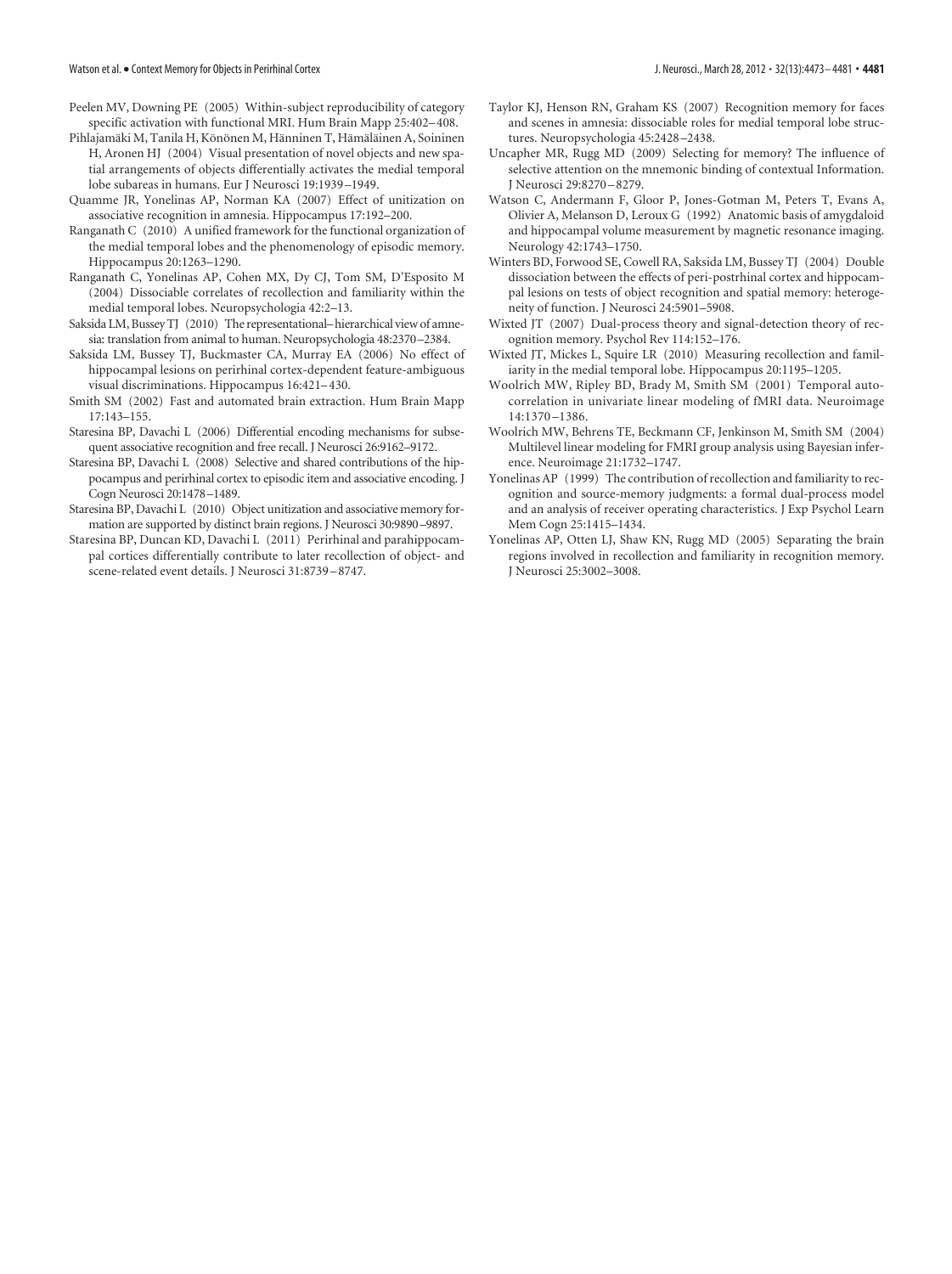Peelen MV, Downing PE (2005) Within-subject reproducibility of category specific activation with functional MRI. Hum Brain Mapp 25:402–408.

Pihlajamäki M, Tanila H, Könönen M, Hänninen T, Hämäläinen A, Soininen H, Aronen HJ (2004) Visual presentation of novel objects and new spatial arrangements of objects differentially activates the medial temporal lobe subareas in humans. Eur J Neurosci 19:1939–1949.

Quamme JR, Yonelinas AP, Norman KA (2007) Effect of unitization on associative recognition in amnesia. Hippocampus 17:192–200.

Ranganath C (2010) A unified framework for the functional organization of the medial temporal lobes and the phenomenology of episodic memory. Hippocampus 20:1263–1290.

Ranganath C, Yonelinas AP, Cohen MX, Dy CJ, Tom SM, D'Esposito M (2004) Dissociable correlates of recollection and familiarity within the medial temporal lobes. Neuropsychologia 42:2–13.

Saksida LM, Bussey TJ (2010) The representational–hierarchical view of amnesia: translation from animal to human. Neuropsychologia 48:2370–2384.

Saksida LM, Bussey TJ, Buckmaster CA, Murray EA (2006) No effect of hippocampal lesions on perirhinal cortex-dependent feature-ambiguous visual discriminations. Hippocampus 16:421–430.

Smith SM (2002) Fast and automated brain extraction. Hum Brain Mapp 17:143–155.

Staresina BP, Davachi L (2006) Differential encoding mechanisms for subsequent associative recognition and free recall. J Neurosci 26:9162–9172.

Staresina BP, Davachi L (2008) Selective and shared contributions of the hippocampus and perirhinal cortex to episodic item and associative encoding. J Cogn Neurosci 20:1478–1489.

Staresina BP, Davachi L (2010) Object unitization and associative memory formation are supported by distinct brain regions. J Neurosci 30:9890–9897.

Staresina BP, Duncan KD, Davachi L (2011) Perirhinal and parahippocampal cortices differentially contribute to later recollection of object- and scene-related event details. J Neurosci 31:8739–8747.

Taylor KJ, Henson RN, Graham KS (2007) Recognition memory for faces and scenes in amnesia: dissociable roles for medial temporal lobe structures. Neuropsychologia 45:2428–2438.

Uncapher MR, Rugg MD (2009) Selecting for memory? The influence of selective attention on the mnemonic binding of contextual Information. J Neurosci 29:8270–8279.

Watson C, Andermann F, Gloor P, Jones-Gotman M, Peters T, Evans A, Olivier A, Melanson D, Leroux G (1992) Anatomic basis of amygdaloid and hippocampal volume measurement by magnetic resonance imaging. Neurology 42:1743–1750.

Winters BD, Forwood SE, Cowell RA, Saksida LM, Bussey TJ (2004) Double dissociation between the effects of peri-postrhinal cortex and hippocampal lesions on tests of object recognition and spatial memory: heterogeneity of function. J Neurosci 24:5901–5908.

Wixted JT (2007) Dual-process theory and signal-detection theory of recognition memory. Psychol Rev 114:152–176.

Wixted JT, Mickes L, Squire LR (2010) Measuring recollection and familiarity in the medial temporal lobe. Hippocampus 20:1195–1205.

Woolrich MW, Ripley BD, Brady M, Smith SM (2001) Temporal autocorrelation in univariate linear modeling of fMRI data. Neuroimage 14:1370–1386.

Woolrich MW, Behrens TE, Beckmann CF, Jenkinson M, Smith SM (2004) Multilevel linear modeling for FMRI group analysis using Bayesian inference. Neuroimage 21:1732–1747.

Yonelinas AP (1999) The contribution of recollection and familiarity to recognition and source-memory judgments: a formal dual-process model and an analysis of receiver operating characteristics. J Exp Psychol Learn Mem Cogn 25:1415–1434.

Yonelinas AP, Otten LJ, Shaw KN, Rugg MD (2005) Separating the brain regions involved in recollection and familiarity in recognition memory. J Neurosci 25:3002–3008.